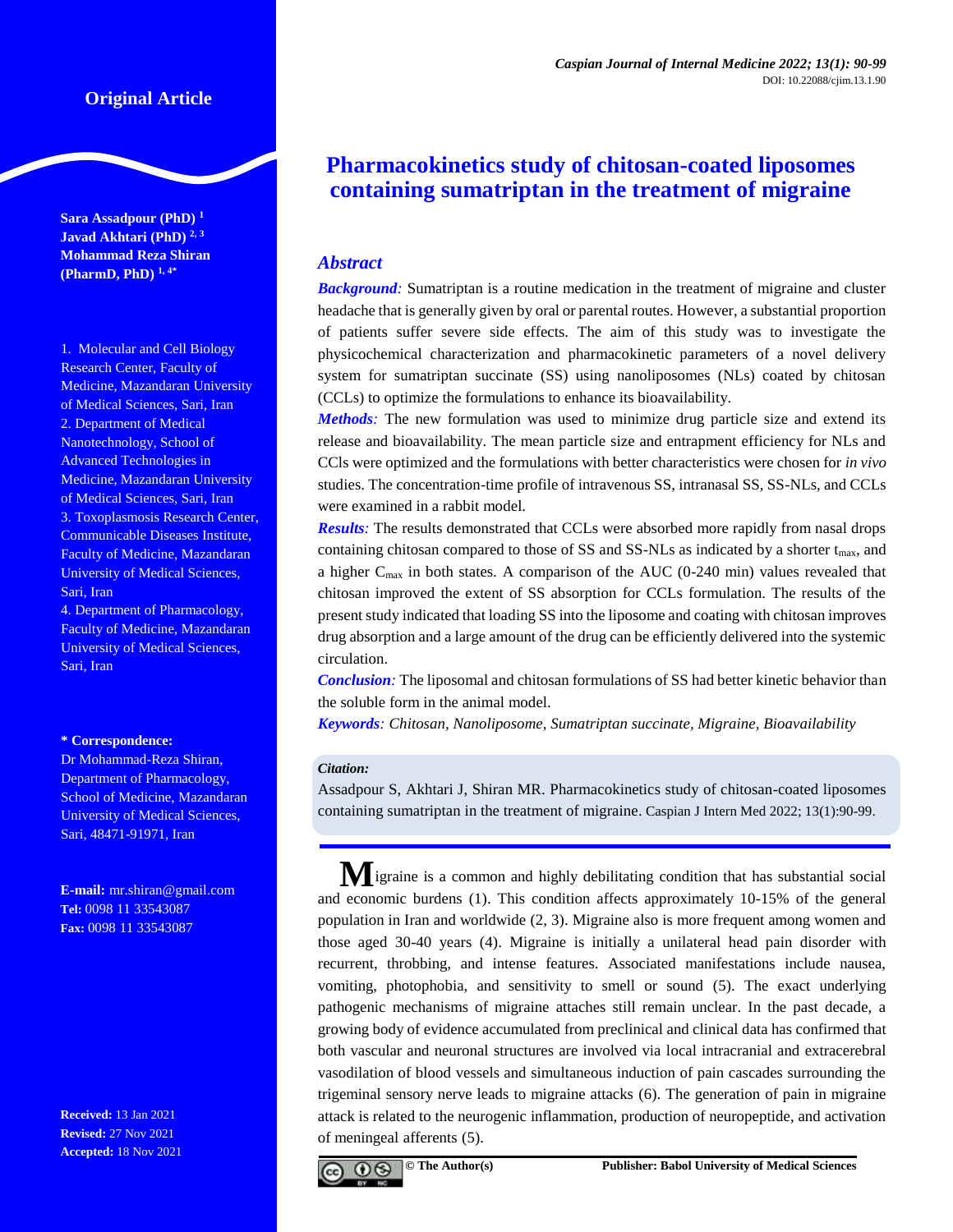Original Article

# Pharmacokinetics study of chitosan-coated liposomes containing sumatriptan in the treatment of migraine

**Sara Assadpour (PhD)** [1]
**Javad Akhtari (PhD)** [2, 3]
**Mohammad Reza Shiran (PharmD, PhD)** [1, 4*]

1. Molecular and Cell Biology Research Center, Faculty of Medicine, Mazandaran University of Medical Sciences, Sari, Iran
2. Department of Medical Nanotechnology, School of Advanced Technologies in Medicine, Mazandaran University of Medical Sciences, Sari, Iran
3. Toxoplasmosis Research Center, Communicable Diseases Institute, Faculty of Medicine, Mazandaran University of Medical Sciences, Sari, Iran
4. Department of Pharmacology, Faculty of Medicine, Mazandaran University of Medical Sciences, Sari, Iran

**\* Correspondence:**
Dr Mohammad-Reza Shiran, Department of Pharmacology, School of Medicine, Mazandaran University of Medical Sciences, Sari, 48471-91971, Iran

**E-mail:** mr.shiran@gmail.com
**Tel:** 0098 11 33543087
**Fax:** 0098 11 33543087

**Received:** 13 Jan 2021
**Revised:** 27 Nov 2021
**Accepted:** 18 Nov 2021

## Abstract

***Background:*** Sumatriptan is a routine medication in the treatment of migraine and cluster headache that is generally given by oral or parental routes. However, a substantial proportion of patients suffer severe side effects. The aim of this study was to investigate the physicochemical characterization and pharmacokinetic parameters of a novel delivery system for sumatriptan succinate (SS) using nanoliposomes (NLs) coated by chitosan (CCLs) to optimize the formulations to enhance its bioavailability.

***Methods:*** The new formulation was used to minimize drug particle size and extend its release and bioavailability. The mean particle size and entrapment efficiency for NLs and CCls were optimized and the formulations with better characteristics were chosen for *in vivo* studies. The concentration-time profile of intravenous SS, intranasal SS, SS-NLs, and CCLs were examined in a rabbit model.

***Results:*** The results demonstrated that CCLs were absorbed more rapidly from nasal drops containing chitosan compared to those of SS and SS-NLs as indicated by a shorter $t_{max}$, and a higher $C_{max}$ in both states. A comparison of the AUC (0-240 min) values revealed that chitosan improved the extent of SS absorption for CCLs formulation. The results of the present study indicated that loading SS into the liposome and coating with chitosan improves drug absorption and a large amount of the drug can be efficiently delivered into the systemic circulation.

***Conclusion:*** The liposomal and chitosan formulations of SS had better kinetic behavior than the soluble form in the animal model.

***Keywords:*** *Chitosan, Nanoliposome, Sumatriptan succinate, Migraine, Bioavailability*

**Citation:**

Assadpour S, Akhtari J, Shiran MR. Pharmacokinetics study of chitosan-coated liposomes containing sumatriptan in the treatment of migraine. Caspian J Intern Med 2022; 13(1):90-99.

Migraine is a common and highly debilitating condition that has substantial social and economic burdens (1). This condition affects approximately 10-15% of the general population in Iran and worldwide (2, 3). Migraine also is more frequent among women and those aged 30-40 years (4). Migraine is initially a unilateral head pain disorder with recurrent, throbbing, and intense features. Associated manifestations include nausea, vomiting, photophobia, and sensitivity to smell or sound (5). The exact underlying pathogenic mechanisms of migraine attaches still remain unclear. In the past decade, a growing body of evidence accumulated from preclinical and clinical data has confirmed that both vascular and neuronal structures are involved via local intracranial and extracerebral vasodilation of blood vessels and simultaneous induction of pain cascades surrounding the trigeminal sensory nerve leads to migraine attacks (6). The generation of pain in migraine attack is related to the neurogenic inflammation, production of neuropeptide, and activation of meningeal afferents (5).

© The Author(s) Publisher: Babol University of Medical Sciences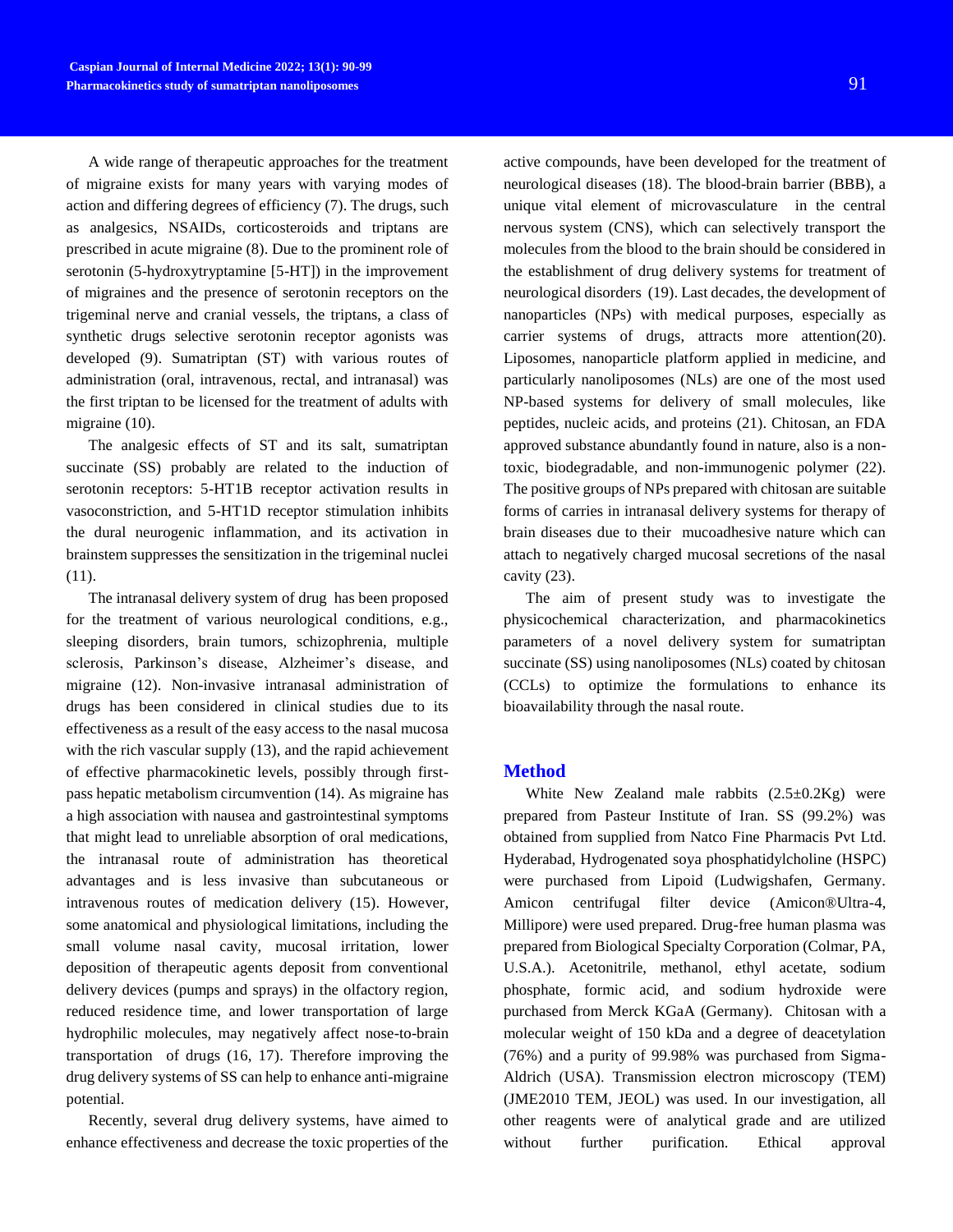A wide range of therapeutic approaches for the treatment of migraine exists for many years with varying modes of action and differing degrees of efficiency (7). The drugs, such as analgesics, NSAIDs, corticosteroids and triptans are prescribed in acute migraine (8). Due to the prominent role of serotonin (5-hydroxytryptamine [5-HT]) in the improvement of migraines and the presence of serotonin receptors on the trigeminal nerve and cranial vessels, the triptans, a class of synthetic drugs selective serotonin receptor agonists was developed (9). Sumatriptan (ST) with various routes of administration (oral, intravenous, rectal, and intranasal) was the first triptan to be licensed for the treatment of adults with migraine (10).

The analgesic effects of ST and its salt, sumatriptan succinate (SS) probably are related to the induction of serotonin receptors: 5-HT1B receptor activation results in vasoconstriction, and 5-HT1D receptor stimulation inhibits the dural neurogenic inflammation, and its activation in brainstem suppresses the sensitization in the trigeminal nuclei (11).

The intranasal delivery system of drug has been proposed for the treatment of various neurological conditions, e.g., sleeping disorders, brain tumors, schizophrenia, multiple sclerosis, Parkinson's disease, Alzheimer's disease, and migraine (12). Non-invasive intranasal administration of drugs has been considered in clinical studies due to its effectiveness as a result of the easy access to the nasal mucosa with the rich vascular supply (13), and the rapid achievement of effective pharmacokinetic levels, possibly through first-pass hepatic metabolism circumvention (14). As migraine has a high association with nausea and gastrointestinal symptoms that might lead to unreliable absorption of oral medications, the intranasal route of administration has theoretical advantages and is less invasive than subcutaneous or intravenous routes of medication delivery (15). However, some anatomical and physiological limitations, including the small volume nasal cavity, mucosal irritation, lower deposition of therapeutic agents deposit from conventional delivery devices (pumps and sprays) in the olfactory region, reduced residence time, and lower transportation of large hydrophilic molecules, may negatively affect nose-to-brain transportation of drugs (16, 17). Therefore improving the drug delivery systems of SS can help to enhance anti-migraine potential.

Recently, several drug delivery systems, have aimed to enhance effectiveness and decrease the toxic properties of the active compounds, have been developed for the treatment of neurological diseases (18). The blood-brain barrier (BBB), a unique vital element of microvasculature in the central nervous system (CNS), which can selectively transport the molecules from the blood to the brain should be considered in the establishment of drug delivery systems for treatment of neurological disorders (19). Last decades, the development of nanoparticles (NPs) with medical purposes, especially as carrier systems of drugs, attracts more attention(20). Liposomes, nanoparticle platform applied in medicine, and particularly nanoliposomes (NLs) are one of the most used NP-based systems for delivery of small molecules, like peptides, nucleic acids, and proteins (21). Chitosan, an FDA approved substance abundantly found in nature, also is a non-toxic, biodegradable, and non-immunogenic polymer (22). The positive groups of NPs prepared with chitosan are suitable forms of carries in intranasal delivery systems for therapy of brain diseases due to their mucoadhesive nature which can attach to negatively charged mucosal secretions of the nasal cavity (23).

The aim of present study was to investigate the physicochemical characterization, and pharmacokinetics parameters of a novel delivery system for sumatriptan succinate (SS) using nanoliposomes (NLs) coated by chitosan (CCLs) to optimize the formulations to enhance its bioavailability through the nasal route.

## Method

White New Zealand male rabbits (2.5±0.2Kg) were prepared from Pasteur Institute of Iran. SS (99.2%) was obtained from supplied from Natco Fine Pharmacis Pvt Ltd. Hyderabad, Hydrogenated soya phosphatidylcholine (HSPC) were purchased from Lipoid (Ludwigshafen, Germany. Amicon centrifugal filter device (Amicon®Ultra-4, Millipore) were used prepared. Drug-free human plasma was prepared from Biological Specialty Corporation (Colmar, PA, U.S.A.). Acetonitrile, methanol, ethyl acetate, sodium phosphate, formic acid, and sodium hydroxide were purchased from Merck KGaA (Germany). Chitosan with a molecular weight of 150 kDa and a degree of deacetylation (76%) and a purity of 99.98% was purchased from Sigma-Aldrich (USA). Transmission electron microscopy (TEM) (JME2010 TEM, JEOL) was used. In our investigation, all other reagents were of analytical grade and are utilized without further purification. Ethical approval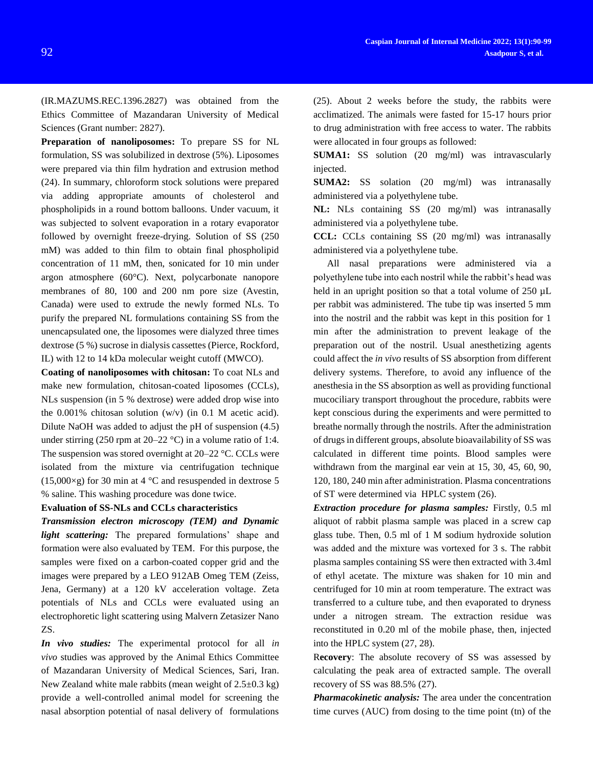(IR.MAZUMS.REC.1396.2827) was obtained from the Ethics Committee of Mazandaran University of Medical Sciences (Grant number: 2827).

**Preparation of nanoliposomes:** To prepare SS for NL formulation, SS was solubilized in dextrose (5%). Liposomes were prepared via thin film hydration and extrusion method (24). In summary, chloroform stock solutions were prepared via adding appropriate amounts of cholesterol and phospholipids in a round bottom balloons. Under vacuum, it was subjected to solvent evaporation in a rotary evaporator followed by overnight freeze-drying. Solution of SS (250 mM) was added to thin film to obtain final phospholipid concentration of 11 mM, then, sonicated for 10 min under argon atmosphere (60°C). Next, polycarbonate nanopore membranes of 80, 100 and 200 nm pore size (Avestin, Canada) were used to extrude the newly formed NLs. To purify the prepared NL formulations containing SS from the unencapsulated one, the liposomes were dialyzed three times dextrose (5 %) sucrose in dialysis cassettes (Pierce, Rockford, IL) with 12 to 14 kDa molecular weight cutoff (MWCO).

**Coating of nanoliposomes with chitosan:** To coat NLs and make new formulation, chitosan-coated liposomes (CCLs), NLs suspension (in 5 % dextrose) were added drop wise into the 0.001% chitosan solution (w/v) (in 0.1 M acetic acid). Dilute NaOH was added to adjust the pH of suspension (4.5) under stirring (250 rpm at 20–22 °C) in a volume ratio of 1:4. The suspension was stored overnight at 20–22 °C. CCLs were isolated from the mixture via centrifugation technique (15,000×g) for 30 min at 4 °C and resuspended in dextrose 5 % saline. This washing procedure was done twice.

**Evaluation of SS-NLs and CCLs characteristics**

***Transmission electron microscopy (TEM) and Dynamic light scattering:*** The prepared formulations' shape and formation were also evaluated by TEM. For this purpose, the samples were fixed on a carbon-coated copper grid and the images were prepared by a LEO 912AB Omeg TEM (Zeiss, Jena, Germany) at a 120 kV acceleration voltage. Zeta potentials of NLs and CCLs were evaluated using an electrophoretic light scattering using Malvern Zetasizer Nano ZS.

***In vivo studies:*** The experimental protocol for all *in vivo* studies was approved by the Animal Ethics Committee of Mazandaran University of Medical Sciences, Sari, Iran. New Zealand white male rabbits (mean weight of 2.5±0.3 kg) provide a well-controlled animal model for screening the nasal absorption potential of nasal delivery of formulations (25). About 2 weeks before the study, the rabbits were acclimatized. The animals were fasted for 15-17 hours prior to drug administration with free access to water. The rabbits were allocated in four groups as followed:

**SUMA1:** SS solution (20 mg/ml) was intravascularly injected.

**SUMA2:** SS solation (20 mg/ml) was intranasally administered via a polyethylene tube.

**NL:** NLs containing SS (20 mg/ml) was intranasally administered via a polyethylene tube.

**CCL:** CCLs containing SS (20 mg/ml) was intranasally administered via a polyethylene tube.

All nasal preparations were administered via a polyethylene tube into each nostril while the rabbit's head was held in an upright position so that a total volume of 250 µL per rabbit was administered. The tube tip was inserted 5 mm into the nostril and the rabbit was kept in this position for 1 min after the administration to prevent leakage of the preparation out of the nostril. Usual anesthetizing agents could affect the *in vivo* results of SS absorption from different delivery systems. Therefore, to avoid any influence of the anesthesia in the SS absorption as well as providing functional mucociliary transport throughout the procedure, rabbits were kept conscious during the experiments and were permitted to breathe normally through the nostrils. After the administration of drugs in different groups, absolute bioavailability of SS was calculated in different time points. Blood samples were withdrawn from the marginal ear vein at 15, 30, 45, 60, 90, 120, 180, 240 min after administration. Plasma concentrations of ST were determined via HPLC system (26).

***Extraction procedure for plasma samples:*** Firstly, 0.5 ml aliquot of rabbit plasma sample was placed in a screw cap glass tube. Then, 0.5 ml of 1 M sodium hydroxide solution was added and the mixture was vortexed for 3 s. The rabbit plasma samples containing SS were then extracted with 3.4ml of ethyl acetate. The mixture was shaken for 10 min and centrifuged for 10 min at room temperature. The extract was transferred to a culture tube, and then evaporated to dryness under a nitrogen stream. The extraction residue was reconstituted in 0.20 ml of the mobile phase, then, injected into the HPLC system (27, 28).

**Recovery**: The absolute recovery of SS was assessed by calculating the peak area of extracted sample. The overall recovery of SS was 88.5% (27).

***Pharmacokinetic analysis:*** The area under the concentration time curves (AUC) from dosing to the time point (tn) of the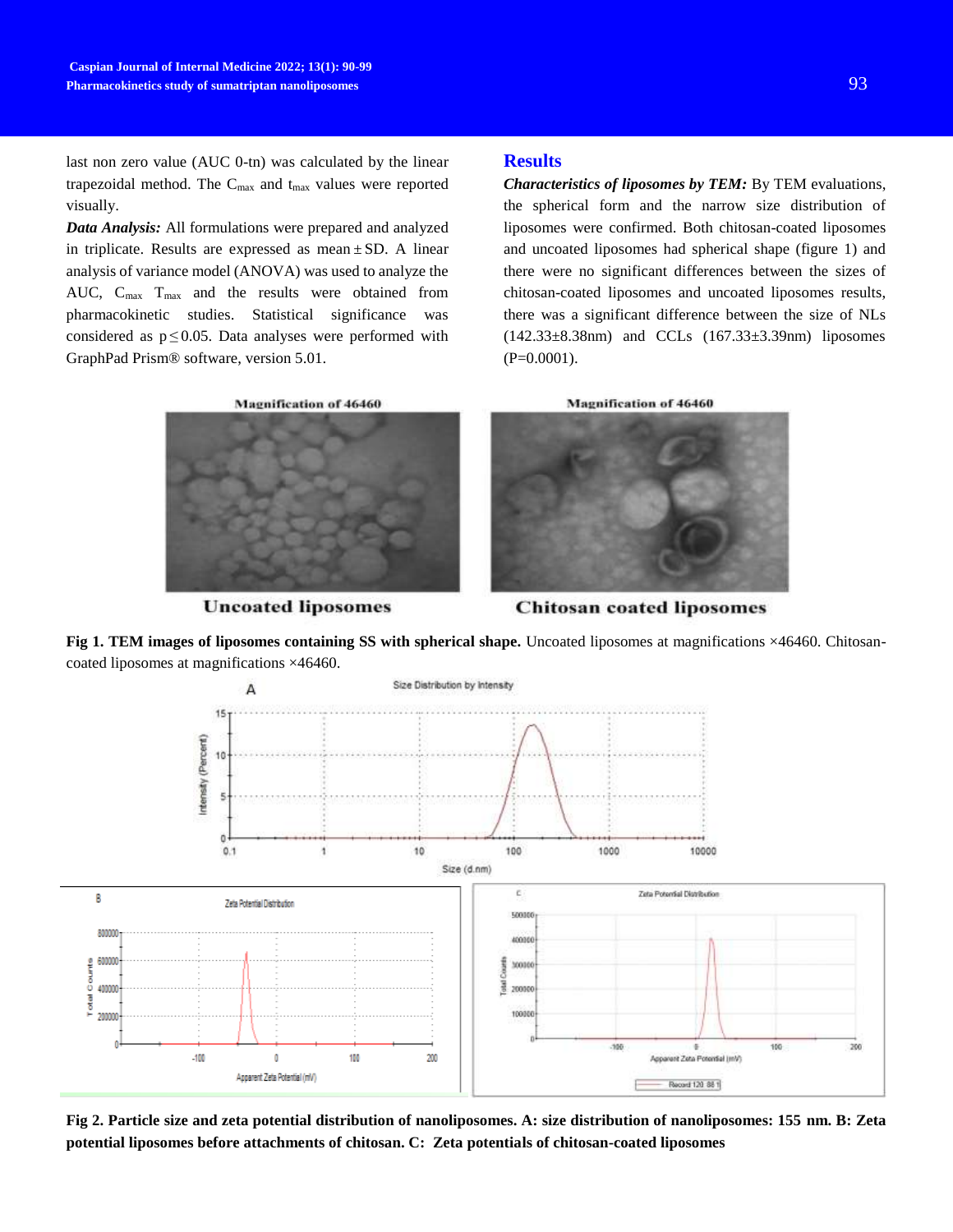last non zero value (AUC 0-tn) was calculated by the linear trapezoidal method. The $C_{max}$ and $t_{max}$ values were reported visually.

***Data Analysis:*** All formulations were prepared and analyzed in triplicate. Results are expressed as mean ± SD. A linear analysis of variance model (ANOVA) was used to analyze the AUC, $C_{max}$ $T_{max}$ and the results were obtained from pharmacokinetic studies. Statistical significance was considered as $p \leq 0.05$. Data analyses were performed with GraphPad Prism® software, version 5.01.

## Results

***Characteristics of liposomes by TEM:*** By TEM evaluations, the spherical form and the narrow size distribution of liposomes were confirmed. Both chitosan-coated liposomes and uncoated liposomes had spherical shape (figure 1) and there were no significant differences between the sizes of chitosan-coated liposomes and uncoated liposomes results, there was a significant difference between the size of NLs (142.33±8.38nm) and CCLs (167.33±3.39nm) liposomes (P=0.0001).

**Fig 1. TEM images of liposomes containing SS with spherical shape.** Uncoated liposomes at magnifications ×46460. Chitosan-coated liposomes at magnifications ×46460.

**Fig 2. Particle size and zeta potential distribution of nanoliposomes. A: size distribution of nanoliposomes: 155 nm. B: Zeta potential liposomes before attachments of chitosan. C: Zeta potentials of chitosan-coated liposomes**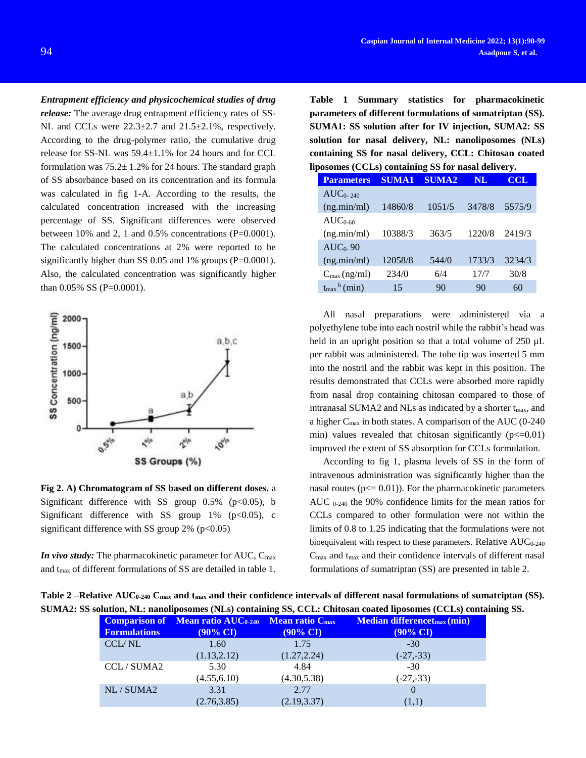***Entrapment efficiency and physicochemical studies of drug release:*** The average drug entrapment efficiency rates of SS-NL and CCLs were 22.3±2.7 and 21.5±2.1%, respectively. According to the drug-polymer ratio, the cumulative drug release for SS-NL was 59.4±1.1% for 24 hours and for CCL formulation was 75.2± 1.2% for 24 hours. The standard graph of SS absorbance based on its concentration and its formula was calculated in fig 1-A. According to the results, the calculated concentration increased with the increasing percentage of SS. Significant differences were observed between 10% and 2, 1 and 0.5% concentrations (P=0.0001). The calculated concentrations at 2% were reported to be significantly higher than SS 0.05 and 1% groups (P=0.0001). Also, the calculated concentration was significantly higher than 0.05% SS (P=0.0001).

**Fig 2. A) Chromatogram of SS based on different doses.** a Significant difference with SS group 0.5% (p<0.05), b Significant difference with SS group 1% (p<0.05), c significant difference with SS group 2% (p<0.05)

***In vivo study:*** The pharmacokinetic parameter for AUC, $C_{max}$ and $t_{max}$ of different formulations of SS are detailed in table 1.

**Table 1 Summary statistics for pharmacokinetic parameters of different formulations of sumatriptan (SS). SUMA1: SS solution after for IV injection, SUMA2: SS solution for nasal delivery, NL: nanoliposomes (NLs) containing SS for nasal delivery, CCL: Chitosan coated liposomes (CCLs) containing SS for nasal delivery.**

| Parameters | SUMA1 | SUMA2 | NL | CCL |
|---|---|---|---|---|
| $AUC_{0-240}$ (ng.min/ml) | 14860/8 | 1051/5 | 3478/8 | 5575/9 |
| $AUC_{0-60}$ (ng.min/ml) | 10388/3 | 363/5 | 1220/8 | 2419/3 |
| $AUC_{0-90}$ (ng.min/ml) | 12058/8 | 544/0 | 1733/3 | 3234/3 |
| $C_{max}$ (ng/ml) | 234/0 | 6/4 | 17/7 | 30/8 |
| $t_{max}$ $^{b}$ (min) | 15 | 90 | 90 | 60 |

All nasal preparations were administered via a polyethylene tube into each nostril while the rabbit's head was held in an upright position so that a total volume of 250 µL per rabbit was administered. The tube tip was inserted 5 mm into the nostril and the rabbit was kept in this position. The results demonstrated that CCLs were absorbed more rapidly from nasal drop containing chitosan compared to those of intranasal SUMA2 and NLs as indicated by a shorter $t_{max}$, and a higher $C_{max}$ in both states. A comparison of the AUC (0-240 min) values revealed that chitosan significantly ($p<=0.01$) improved the extent of SS absorption for CCLs formulation.

According to fig 1, plasma levels of SS in the form of intravenous administration was significantly higher than the nasal routes ($p<= 0.01$)). For the pharmacokinetic parameters AUC $_{0-240}$ the 90% confidence limits for the mean ratios for CCLs compared to other formulation were not within the limits of 0.8 to 1.25 indicating that the formulations were not bioequivalent with respect to these parameters. Relative $AUC_{0-240}$ $C_{max}$ and $t_{max}$ and their confidence intervals of different nasal formulations of sumatriptan (SS) are presented in table 2.

**Table 2 –Relative $AUC_{0-240}$ $C_{max}$ and $t_{max}$ and their confidence intervals of different nasal formulations of sumatriptan (SS). SUMA2: SS solution, NL: nanoliposomes (NLs) containing SS, CCL: Chitosan coated liposomes (CCLs) containing SS.**

| Comparison of Formulations | Mean ratio $AUC_{0-240}$ (90% CI) | Mean ratio $C_{max}$ (90% CI) | Median difference $t_{max}$ (min) (90% CI) |
|---|---|---|---|
| CCL/ NL | 1.60 (1.13,2.12) | 1.75 (1.27,2.24) | -30 (-27,-33) |
| CCL / SUMA2 | 5.30 (4.55,6.10) | 4.84 (4.30,5.38) | -30 (-27,-33) |
| NL / SUMA2 | 3.31 (2.76,3.85) | 2.77 (2.19,3.37) | 0 (1,1) |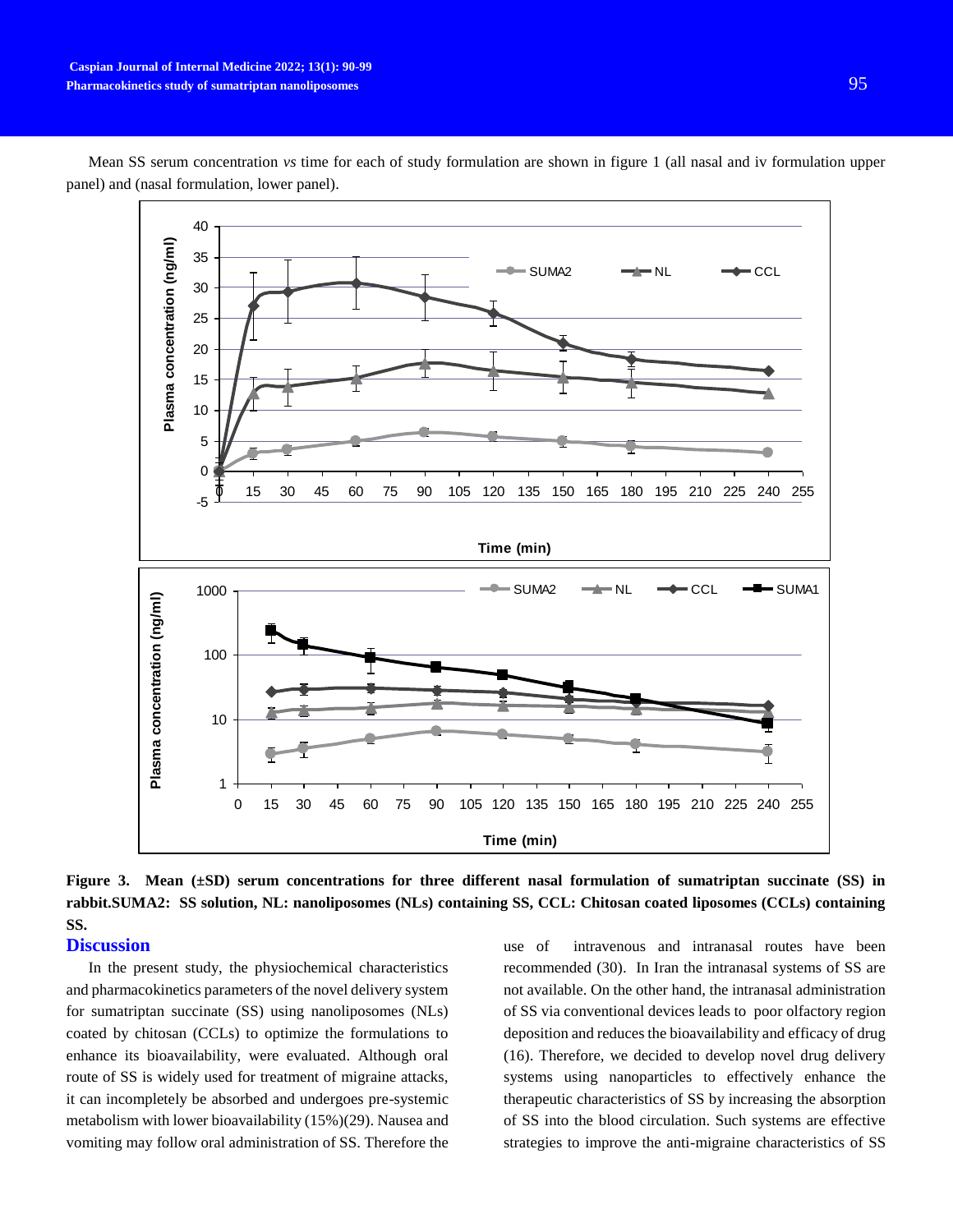Mean SS serum concentration *vs* time for each of study formulation are shown in figure 1 (all nasal and iv formulation upper panel) and (nasal formulation, lower panel).

**Figure 3. Mean (±SD) serum concentrations for three different nasal formulation of sumatriptan succinate (SS) in rabbit.SUMA2: SS solution, NL: nanoliposomes (NLs) containing SS, CCL: Chitosan coated liposomes (CCLs) containing SS.**

## Discussion

In the present study, the physiochemical characteristics and pharmacokinetics parameters of the novel delivery system for sumatriptan succinate (SS) using nanoliposomes (NLs) coated by chitosan (CCLs) to optimize the formulations to enhance its bioavailability, were evaluated. Although oral route of SS is widely used for treatment of migraine attacks, it can incompletely be absorbed and undergoes pre-systemic metabolism with lower bioavailability (15%)(29). Nausea and vomiting may follow oral administration of SS. Therefore the use of intravenous and intranasal routes have been recommended (30). In Iran the intranasal systems of SS are not available. On the other hand, the intranasal administration of SS via conventional devices leads to poor olfactory region deposition and reduces the bioavailability and efficacy of drug (16). Therefore, we decided to develop novel drug delivery systems using nanoparticles to effectively enhance the therapeutic characteristics of SS by increasing the absorption of SS into the blood circulation. Such systems are effective strategies to improve the anti-migraine characteristics of SS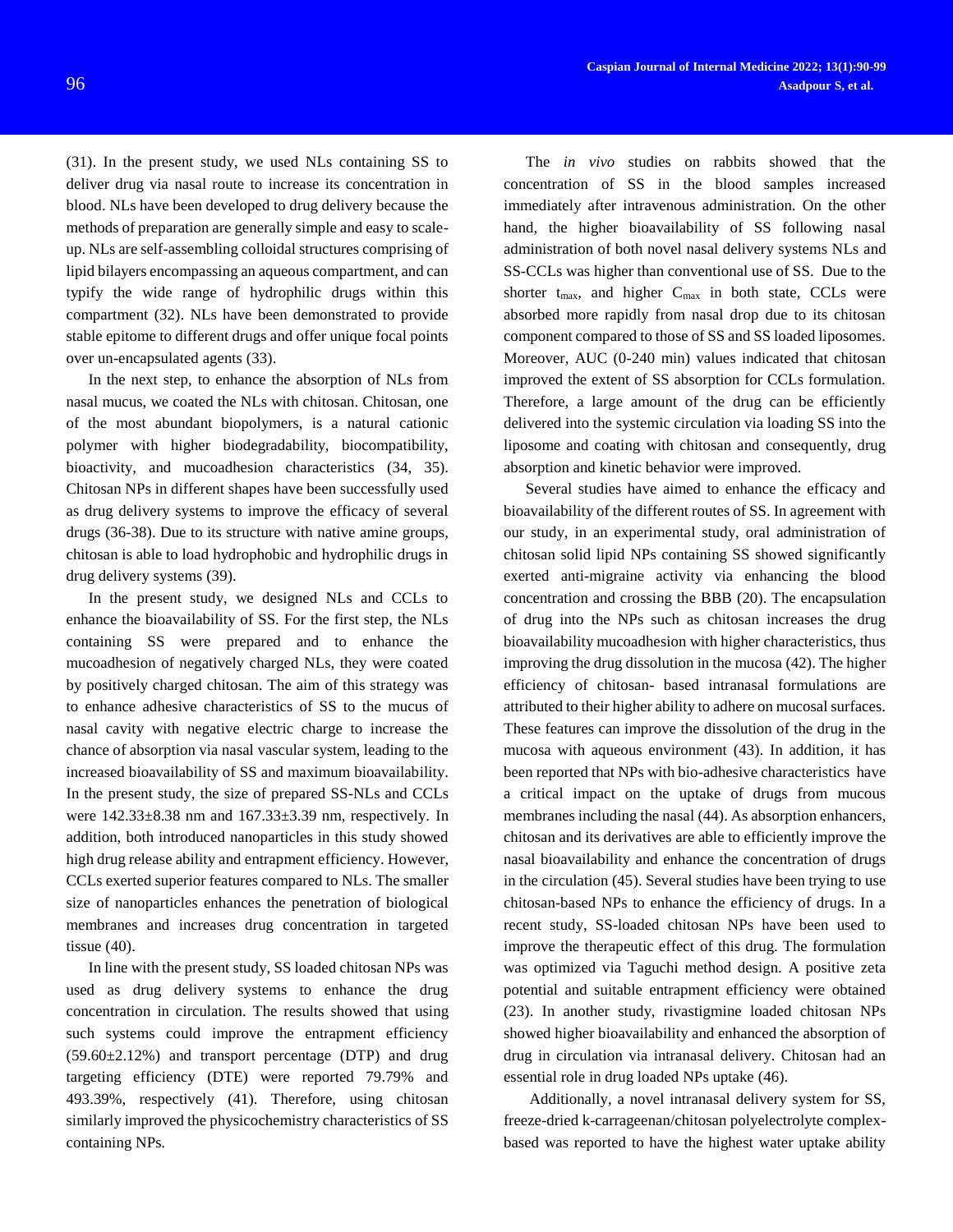(31). In the present study, we used NLs containing SS to deliver drug via nasal route to increase its concentration in blood. NLs have been developed to drug delivery because the methods of preparation are generally simple and easy to scale-up. NLs are self-assembling colloidal structures comprising of lipid bilayers encompassing an aqueous compartment, and can typify the wide range of hydrophilic drugs within this compartment (32). NLs have been demonstrated to provide stable epitome to different drugs and offer unique focal points over un-encapsulated agents (33).

In the next step, to enhance the absorption of NLs from nasal mucus, we coated the NLs with chitosan. Chitosan, one of the most abundant biopolymers, is a natural cationic polymer with higher biodegradability, biocompatibility, bioactivity, and mucoadhesion characteristics (34, 35). Chitosan NPs in different shapes have been successfully used as drug delivery systems to improve the efficacy of several drugs (36-38). Due to its structure with native amine groups, chitosan is able to load hydrophobic and hydrophilic drugs in drug delivery systems (39).

In the present study, we designed NLs and CCLs to enhance the bioavailability of SS. For the first step, the NLs containing SS were prepared and to enhance the mucoadhesion of negatively charged NLs, they were coated by positively charged chitosan. The aim of this strategy was to enhance adhesive characteristics of SS to the mucus of nasal cavity with negative electric charge to increase the chance of absorption via nasal vascular system, leading to the increased bioavailability of SS and maximum bioavailability. In the present study, the size of prepared SS-NLs and CCLs were 142.33±8.38 nm and 167.33±3.39 nm, respectively. In addition, both introduced nanoparticles in this study showed high drug release ability and entrapment efficiency. However, CCLs exerted superior features compared to NLs. The smaller size of nanoparticles enhances the penetration of biological membranes and increases drug concentration in targeted tissue (40).

In line with the present study, SS loaded chitosan NPs was used as drug delivery systems to enhance the drug concentration in circulation. The results showed that using such systems could improve the entrapment efficiency (59.60±2.12%) and transport percentage (DTP) and drug targeting efficiency (DTE) were reported 79.79% and 493.39%, respectively (41). Therefore, using chitosan similarly improved the physicochemistry characteristics of SS containing NPs.

The *in vivo* studies on rabbits showed that the concentration of SS in the blood samples increased immediately after intravenous administration. On the other hand, the higher bioavailability of SS following nasal administration of both novel nasal delivery systems NLs and SS-CCLs was higher than conventional use of SS. Due to the shorter $t_{max}$, and higher $C_{max}$ in both state, CCLs were absorbed more rapidly from nasal drop due to its chitosan component compared to those of SS and SS loaded liposomes. Moreover, AUC (0-240 min) values indicated that chitosan improved the extent of SS absorption for CCLs formulation. Therefore, a large amount of the drug can be efficiently delivered into the systemic circulation via loading SS into the liposome and coating with chitosan and consequently, drug absorption and kinetic behavior were improved.

Several studies have aimed to enhance the efficacy and bioavailability of the different routes of SS. In agreement with our study, in an experimental study, oral administration of chitosan solid lipid NPs containing SS showed significantly exerted anti-migraine activity via enhancing the blood concentration and crossing the BBB (20). The encapsulation of drug into the NPs such as chitosan increases the drug bioavailability mucoadhesion with higher characteristics, thus improving the drug dissolution in the mucosa (42). The higher efficiency of chitosan- based intranasal formulations are attributed to their higher ability to adhere on mucosal surfaces. These features can improve the dissolution of the drug in the mucosa with aqueous environment (43). In addition, it has been reported that NPs with bio-adhesive characteristics have a critical impact on the uptake of drugs from mucous membranes including the nasal (44). As absorption enhancers, chitosan and its derivatives are able to efficiently improve the nasal bioavailability and enhance the concentration of drugs in the circulation (45). Several studies have been trying to use chitosan-based NPs to enhance the efficiency of drugs. In a recent study, SS-loaded chitosan NPs have been used to improve the therapeutic effect of this drug. The formulation was optimized via Taguchi method design. A positive zeta potential and suitable entrapment efficiency were obtained (23). In another study, rivastigmine loaded chitosan NPs showed higher bioavailability and enhanced the absorption of drug in circulation via intranasal delivery. Chitosan had an essential role in drug loaded NPs uptake (46).

Additionally, a novel intranasal delivery system for SS, freeze-dried k-carrageenan/chitosan polyelectrolyte complex-based was reported to have the highest water uptake ability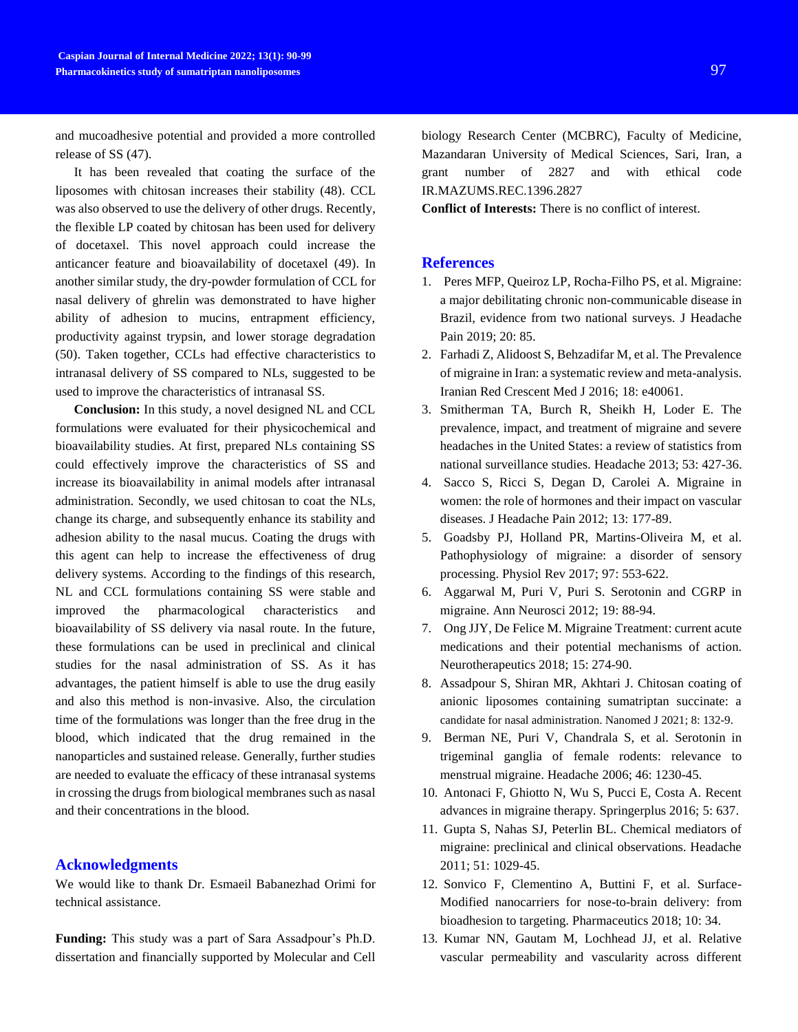and mucoadhesive potential and provided a more controlled release of SS (47).

It has been revealed that coating the surface of the liposomes with chitosan increases their stability (48). CCL was also observed to use the delivery of other drugs. Recently, the flexible LP coated by chitosan has been used for delivery of docetaxel. This novel approach could increase the anticancer feature and bioavailability of docetaxel (49). In another similar study, the dry-powder formulation of CCL for nasal delivery of ghrelin was demonstrated to have higher ability of adhesion to mucins, entrapment efficiency, productivity against trypsin, and lower storage degradation (50). Taken together, CCLs had effective characteristics to intranasal delivery of SS compared to NLs, suggested to be used to improve the characteristics of intranasal SS.

**Conclusion:** In this study, a novel designed NL and CCL formulations were evaluated for their physicochemical and bioavailability studies. At first, prepared NLs containing SS could effectively improve the characteristics of SS and increase its bioavailability in animal models after intranasal administration. Secondly, we used chitosan to coat the NLs, change its charge, and subsequently enhance its stability and adhesion ability to the nasal mucus. Coating the drugs with this agent can help to increase the effectiveness of drug delivery systems. According to the findings of this research, NL and CCL formulations containing SS were stable and improved the pharmacological characteristics and bioavailability of SS delivery via nasal route. In the future, these formulations can be used in preclinical and clinical studies for the nasal administration of SS. As it has advantages, the patient himself is able to use the drug easily and also this method is non-invasive. Also, the circulation time of the formulations was longer than the free drug in the blood, which indicated that the drug remained in the nanoparticles and sustained release. Generally, further studies are needed to evaluate the efficacy of these intranasal systems in crossing the drugs from biological membranes such as nasal and their concentrations in the blood.

## Acknowledgments

We would like to thank Dr. Esmaeil Babanezhad Orimi for technical assistance.

**Funding:** This study was a part of Sara Assadpour's Ph.D. dissertation and financially supported by Molecular and Cell biology Research Center (MCBRC), Faculty of Medicine, Mazandaran University of Medical Sciences, Sari, Iran, a grant number of 2827 and with ethical code IR.MAZUMS.REC.1396.2827

**Conflict of Interests:** There is no conflict of interest.

## References

1. Peres MFP, Queiroz LP, Rocha-Filho PS, et al. Migraine: a major debilitating chronic non-communicable disease in Brazil, evidence from two national surveys. J Headache Pain 2019; 20: 85.
2. Farhadi Z, Alidoost S, Behzadifar M, et al. The Prevalence of migraine in Iran: a systematic review and meta-analysis. Iranian Red Crescent Med J 2016; 18: e40061.
3. Smitherman TA, Burch R, Sheikh H, Loder E. The prevalence, impact, and treatment of migraine and severe headaches in the United States: a review of statistics from national surveillance studies. Headache 2013; 53: 427-36.
4. Sacco S, Ricci S, Degan D, Carolei A. Migraine in women: the role of hormones and their impact on vascular diseases. J Headache Pain 2012; 13: 177-89.
5. Goadsby PJ, Holland PR, Martins-Oliveira M, et al. Pathophysiology of migraine: a disorder of sensory processing. Physiol Rev 2017; 97: 553-622.
6. Aggarwal M, Puri V, Puri S. Serotonin and CGRP in migraine. Ann Neurosci 2012; 19: 88-94.
7. Ong JJY, De Felice M. Migraine Treatment: current acute medications and their potential mechanisms of action. Neurotherapeutics 2018; 15: 274-90.
8. Assadpour S, Shiran MR, Akhtari J. Chitosan coating of anionic liposomes containing sumatriptan succinate: a candidate for nasal administration. Nanomed J 2021; 8: 132-9.
9. Berman NE, Puri V, Chandrala S, et al. Serotonin in trigeminal ganglia of female rodents: relevance to menstrual migraine. Headache 2006; 46: 1230-45.
10. Antonaci F, Ghiotto N, Wu S, Pucci E, Costa A. Recent advances in migraine therapy. Springerplus 2016; 5: 637.
11. Gupta S, Nahas SJ, Peterlin BL. Chemical mediators of migraine: preclinical and clinical observations. Headache 2011; 51: 1029-45.
12. Sonvico F, Clementino A, Buttini F, et al. Surface-Modified nanocarriers for nose-to-brain delivery: from bioadhesion to targeting. Pharmaceutics 2018; 10: 34.
13. Kumar NN, Gautam M, Lochhead JJ, et al. Relative vascular permeability and vascularity across different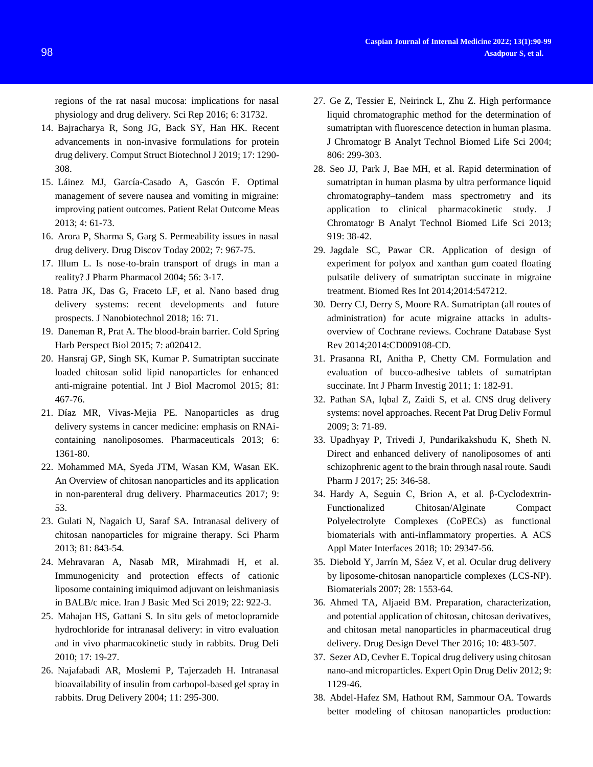regions of the rat nasal mucosa: implications for nasal physiology and drug delivery. Sci Rep 2016; 6: 31732.

14. Bajracharya R, Song JG, Back SY, Han HK. Recent advancements in non-invasive formulations for protein drug delivery. Comput Struct Biotechnol J 2019; 17: 1290-308.
15. Láinez MJ, García-Casado A, Gascón F. Optimal management of severe nausea and vomiting in migraine: improving patient outcomes. Patient Relat Outcome Meas 2013; 4: 61-73.
16. Arora P, Sharma S, Garg S. Permeability issues in nasal drug delivery. Drug Discov Today 2002; 7: 967-75.
17. Illum L. Is nose-to-brain transport of drugs in man a reality? J Pharm Pharmacol 2004; 56: 3-17.
18. Patra JK, Das G, Fraceto LF, et al. Nano based drug delivery systems: recent developments and future prospects. J Nanobiotechnol 2018; 16: 71.
19. Daneman R, Prat A. The blood-brain barrier. Cold Spring Harb Perspect Biol 2015; 7: a020412.
20. Hansraj GP, Singh SK, Kumar P. Sumatriptan succinate loaded chitosan solid lipid nanoparticles for enhanced anti-migraine potential. Int J Biol Macromol 2015; 81: 467-76.
21. Díaz MR, Vivas-Mejia PE. Nanoparticles as drug delivery systems in cancer medicine: emphasis on RNAi-containing nanoliposomes. Pharmaceuticals 2013; 6: 1361-80.
22. Mohammed MA, Syeda JTM, Wasan KM, Wasan EK. An Overview of chitosan nanoparticles and its application in non-parenteral drug delivery. Pharmaceutics 2017; 9: 53.
23. Gulati N, Nagaich U, Saraf SA. Intranasal delivery of chitosan nanoparticles for migraine therapy. Sci Pharm 2013; 81: 843-54.
24. Mehravaran A, Nasab MR, Mirahmadi H, et al. Immunogenicity and protection effects of cationic liposome containing imiquimod adjuvant on leishmaniasis in BALB/c mice. Iran J Basic Med Sci 2019; 22: 922-3.
25. Mahajan HS, Gattani S. In situ gels of metoclopramide hydrochloride for intranasal delivery: in vitro evaluation and in vivo pharmacokinetic study in rabbits. Drug Deli 2010; 17: 19-27.
26. Najafabadi AR, Moslemi P, Tajerzadeh H. Intranasal bioavailability of insulin from carbopol-based gel spray in rabbits. Drug Delivery 2004; 11: 295-300.
27. Ge Z, Tessier E, Neirinck L, Zhu Z. High performance liquid chromatographic method for the determination of sumatriptan with fluorescence detection in human plasma. J Chromatogr B Analyt Technol Biomed Life Sci 2004; 806: 299-303.
28. Seo JJ, Park J, Bae MH, et al. Rapid determination of sumatriptan in human plasma by ultra performance liquid chromatography–tandem mass spectrometry and its application to clinical pharmacokinetic study. J Chromatogr B Analyt Technol Biomed Life Sci 2013; 919: 38-42.
29. Jagdale SC, Pawar CR. Application of design of experiment for polyox and xanthan gum coated floating pulsatile delivery of sumatriptan succinate in migraine treatment. Biomed Res Int 2014;2014:547212.
30. Derry CJ, Derry S, Moore RA. Sumatriptan (all routes of administration) for acute migraine attacks in adults-overview of Cochrane reviews. Cochrane Database Syst Rev 2014;2014:CD009108-CD.
31. Prasanna RI, Anitha P, Chetty CM. Formulation and evaluation of bucco-adhesive tablets of sumatriptan succinate. Int J Pharm Investig 2011; 1: 182-91.
32. Pathan SA, Iqbal Z, Zaidi S, et al. CNS drug delivery systems: novel approaches. Recent Pat Drug Deliv Formul 2009; 3: 71-89.
33. Upadhyay P, Trivedi J, Pundarikakshudu K, Sheth N. Direct and enhanced delivery of nanoliposomes of anti schizophrenic agent to the brain through nasal route. Saudi Pharm J 2017; 25: 346-58.
34. Hardy A, Seguin C, Brion A, et al. β-Cyclodextrin-Functionalized Chitosan/Alginate Compact Polyelectrolyte Complexes (CoPECs) as functional biomaterials with anti-inflammatory properties. A ACS Appl Mater Interfaces 2018; 10: 29347-56.
35. Diebold Y, Jarrín M, Sáez V, et al. Ocular drug delivery by liposome-chitosan nanoparticle complexes (LCS-NP). Biomaterials 2007; 28: 1553-64.
36. Ahmed TA, Aljaeid BM. Preparation, characterization, and potential application of chitosan, chitosan derivatives, and chitosan metal nanoparticles in pharmaceutical drug delivery. Drug Design Devel Ther 2016; 10: 483-507.
37. Sezer AD, Cevher E. Topical drug delivery using chitosan nano-and microparticles. Expert Opin Drug Deliv 2012; 9: 1129-46.
38. Abdel-Hafez SM, Hathout RM, Sammour OA. Towards better modeling of chitosan nanoparticles production: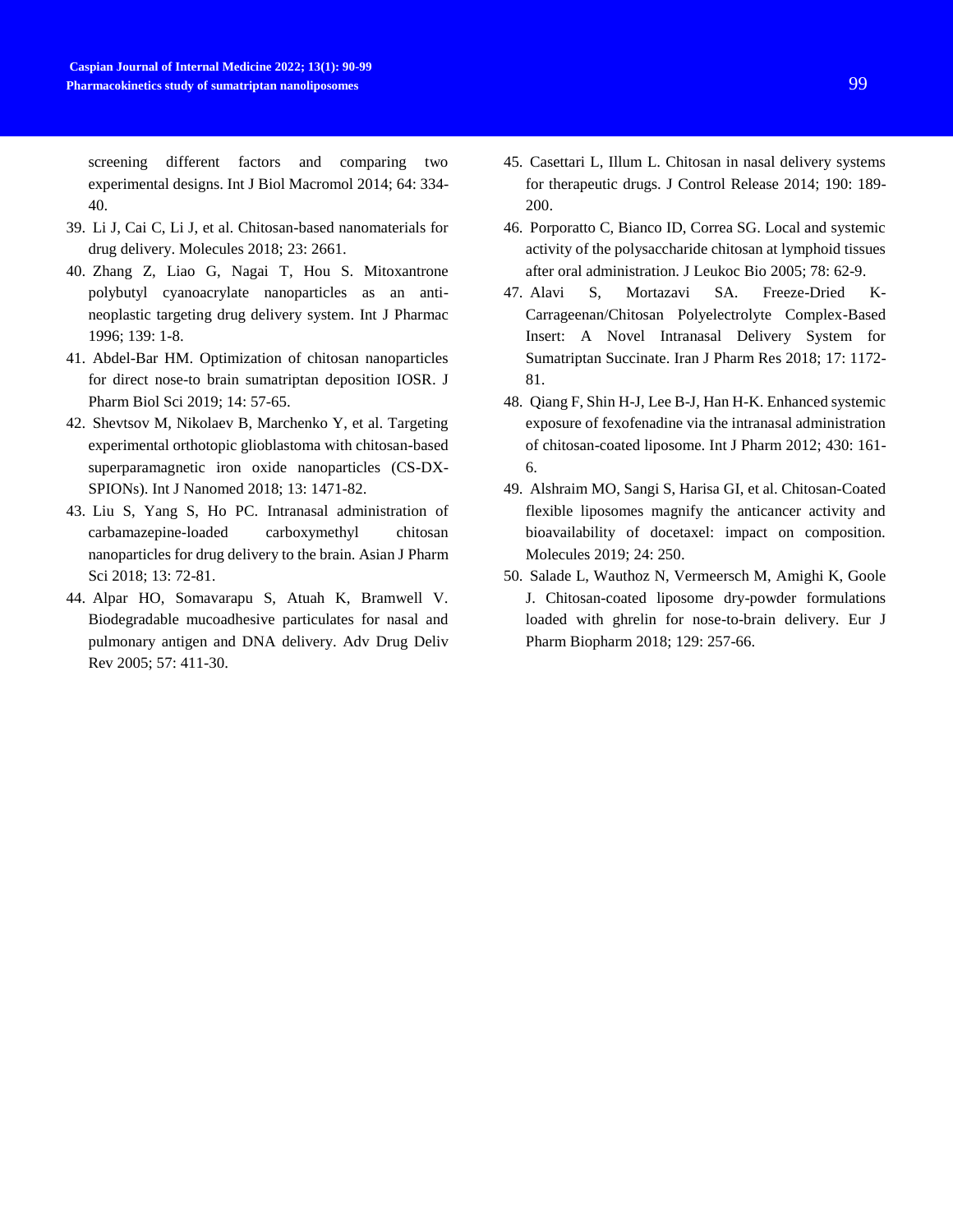screening different factors and comparing two experimental designs. Int J Biol Macromol 2014; 64: 334-40.

39. Li J, Cai C, Li J, et al. Chitosan-based nanomaterials for drug delivery. Molecules 2018; 23: 2661.
40. Zhang Z, Liao G, Nagai T, Hou S. Mitoxantrone polybutyl cyanoacrylate nanoparticles as an anti-neoplastic targeting drug delivery system. Int J Pharmac 1996; 139: 1-8.
41. Abdel-Bar HM. Optimization of chitosan nanoparticles for direct nose-to brain sumatriptan deposition IOSR. J Pharm Biol Sci 2019; 14: 57-65.
42. Shevtsov M, Nikolaev B, Marchenko Y, et al. Targeting experimental orthotopic glioblastoma with chitosan-based superparamagnetic iron oxide nanoparticles (CS-DX-SPIONs). Int J Nanomed 2018; 13: 1471-82.
43. Liu S, Yang S, Ho PC. Intranasal administration of carbamazepine-loaded carboxymethyl chitosan nanoparticles for drug delivery to the brain. Asian J Pharm Sci 2018; 13: 72-81.
44. Alpar HO, Somavarapu S, Atuah K, Bramwell V. Biodegradable mucoadhesive particulates for nasal and pulmonary antigen and DNA delivery. Adv Drug Deliv Rev 2005; 57: 411-30.
45. Casettari L, Illum L. Chitosan in nasal delivery systems for therapeutic drugs. J Control Release 2014; 190: 189-200.
46. Porporatto C, Bianco ID, Correa SG. Local and systemic activity of the polysaccharide chitosan at lymphoid tissues after oral administration. J Leukoc Bio 2005; 78: 62-9.
47. Alavi S, Mortazavi SA. Freeze-Dried K-Carrageenan/Chitosan Polyelectrolyte Complex-Based Insert: A Novel Intranasal Delivery System for Sumatriptan Succinate. Iran J Pharm Res 2018; 17: 1172-81.
48. Qiang F, Shin H-J, Lee B-J, Han H-K. Enhanced systemic exposure of fexofenadine via the intranasal administration of chitosan-coated liposome. Int J Pharm 2012; 430: 161-6.
49. Alshraim MO, Sangi S, Harisa GI, et al. Chitosan-Coated flexible liposomes magnify the anticancer activity and bioavailability of docetaxel: impact on composition. Molecules 2019; 24: 250.
50. Salade L, Wauthoz N, Vermeersch M, Amighi K, Goole J. Chitosan-coated liposome dry-powder formulations loaded with ghrelin for nose-to-brain delivery. Eur J Pharm Biopharm 2018; 129: 257-66.